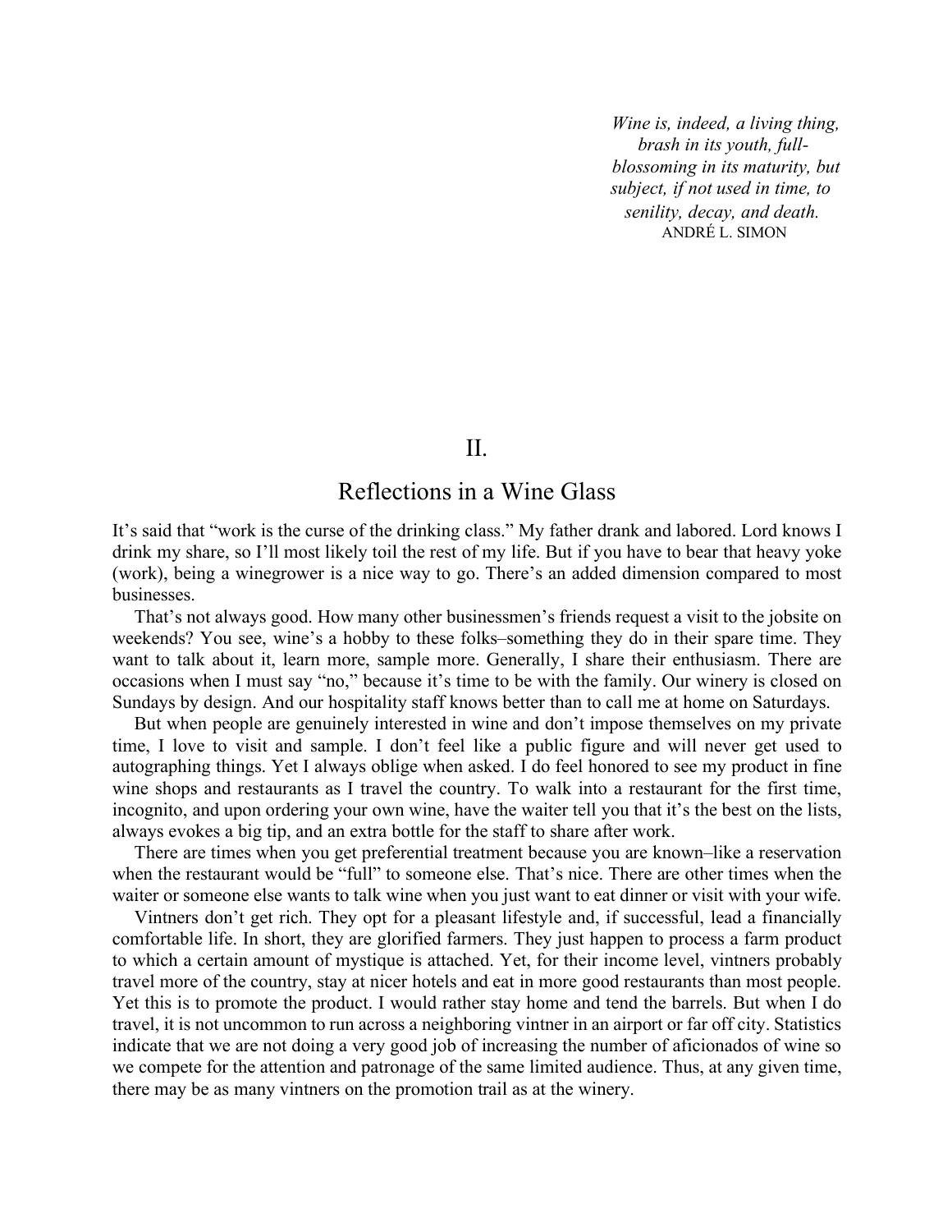*Wine is, indeed, a living thing, brash in its youth, full-blossoming in its maturity, but subject, if not used in time, to senility, decay, and death.*
ANDRÉ L. SIMON

# II.

# Reflections in a Wine Glass

It's said that "work is the curse of the drinking class." My father drank and labored. Lord knows I drink my share, so I'll most likely toil the rest of my life. But if you have to bear that heavy yoke (work), being a winegrower is a nice way to go. There's an added dimension compared to most businesses.

That's not always good. How many other businessmen's friends request a visit to the jobsite on weekends? You see, wine's a hobby to these folks–something they do in their spare time. They want to talk about it, learn more, sample more. Generally, I share their enthusiasm. There are occasions when I must say "no," because it's time to be with the family. Our winery is closed on Sundays by design. And our hospitality staff knows better than to call me at home on Saturdays.

But when people are genuinely interested in wine and don't impose themselves on my private time, I love to visit and sample. I don't feel like a public figure and will never get used to autographing things. Yet I always oblige when asked. I do feel honored to see my product in fine wine shops and restaurants as I travel the country. To walk into a restaurant for the first time, incognito, and upon ordering your own wine, have the waiter tell you that it's the best on the lists, always evokes a big tip, and an extra bottle for the staff to share after work.

There are times when you get preferential treatment because you are known–like a reservation when the restaurant would be "full" to someone else. That's nice. There are other times when the waiter or someone else wants to talk wine when you just want to eat dinner or visit with your wife.

Vintners don't get rich. They opt for a pleasant lifestyle and, if successful, lead a financially comfortable life. In short, they are glorified farmers. They just happen to process a farm product to which a certain amount of mystique is attached. Yet, for their income level, vintners probably travel more of the country, stay at nicer hotels and eat in more good restaurants than most people. Yet this is to promote the product. I would rather stay home and tend the barrels. But when I do travel, it is not uncommon to run across a neighboring vintner in an airport or far off city. Statistics indicate that we are not doing a very good job of increasing the number of aficionados of wine so we compete for the attention and patronage of the same limited audience. Thus, at any given time, there may be as many vintners on the promotion trail as at the winery.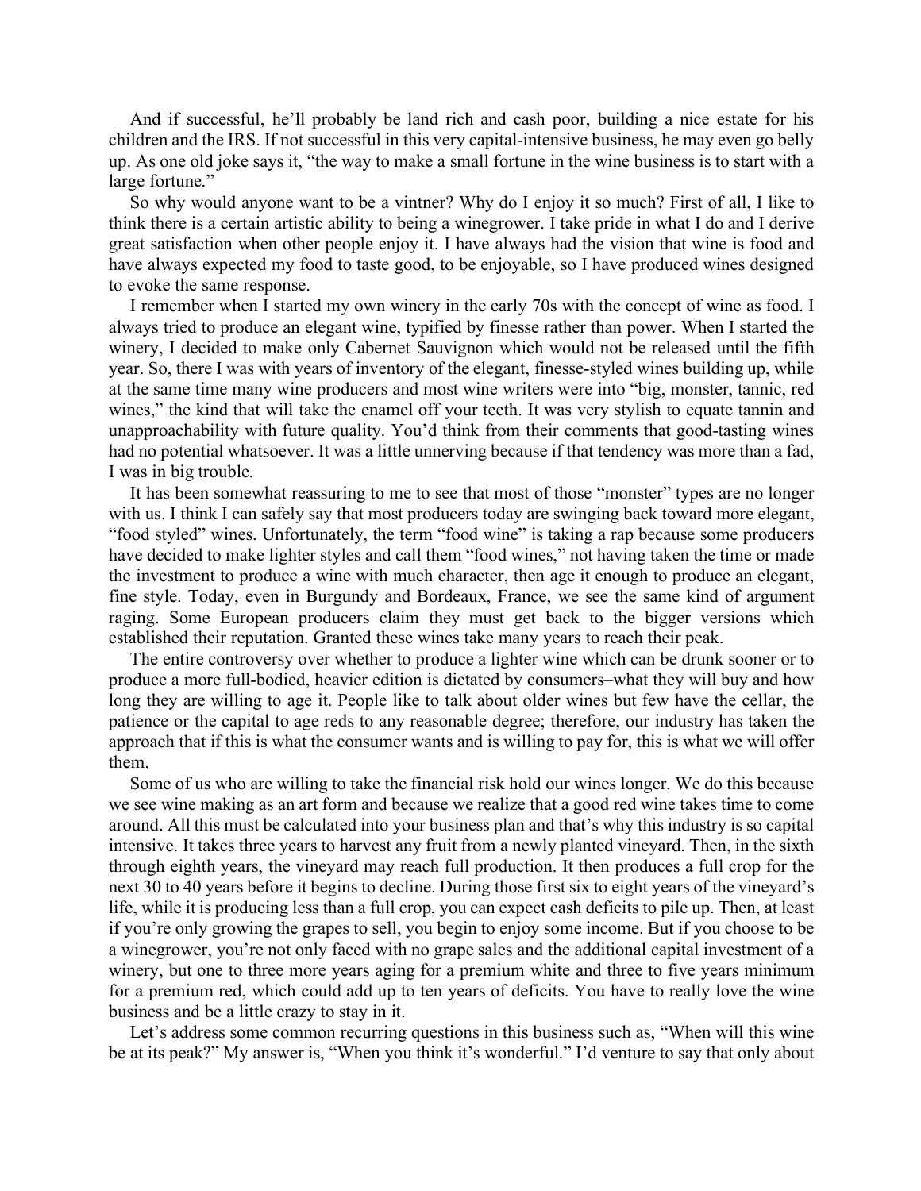And if successful, he'll probably be land rich and cash poor, building a nice estate for his children and the IRS. If not successful in this very capital-intensive business, he may even go belly up. As one old joke says it, "the way to make a small fortune in the wine business is to start with a large fortune."

So why would anyone want to be a vintner? Why do I enjoy it so much? First of all, I like to think there is a certain artistic ability to being a winegrower. I take pride in what I do and I derive great satisfaction when other people enjoy it. I have always had the vision that wine is food and have always expected my food to taste good, to be enjoyable, so I have produced wines designed to evoke the same response.

I remember when I started my own winery in the early 70s with the concept of wine as food. I always tried to produce an elegant wine, typified by finesse rather than power. When I started the winery, I decided to make only Cabernet Sauvignon which would not be released until the fifth year. So, there I was with years of inventory of the elegant, finesse-styled wines building up, while at the same time many wine producers and most wine writers were into "big, monster, tannic, red wines," the kind that will take the enamel off your teeth. It was very stylish to equate tannin and unapproachability with future quality. You'd think from their comments that good-tasting wines had no potential whatsoever. It was a little unnerving because if that tendency was more than a fad, I was in big trouble.

It has been somewhat reassuring to me to see that most of those "monster" types are no longer with us. I think I can safely say that most producers today are swinging back toward more elegant, "food styled" wines. Unfortunately, the term "food wine" is taking a rap because some producers have decided to make lighter styles and call them "food wines," not having taken the time or made the investment to produce a wine with much character, then age it enough to produce an elegant, fine style. Today, even in Burgundy and Bordeaux, France, we see the same kind of argument raging. Some European producers claim they must get back to the bigger versions which established their reputation. Granted these wines take many years to reach their peak.

The entire controversy over whether to produce a lighter wine which can be drunk sooner or to produce a more full-bodied, heavier edition is dictated by consumers–what they will buy and how long they are willing to age it. People like to talk about older wines but few have the cellar, the patience or the capital to age reds to any reasonable degree; therefore, our industry has taken the approach that if this is what the consumer wants and is willing to pay for, this is what we will offer them.

Some of us who are willing to take the financial risk hold our wines longer. We do this because we see wine making as an art form and because we realize that a good red wine takes time to come around. All this must be calculated into your business plan and that's why this industry is so capital intensive. It takes three years to harvest any fruit from a newly planted vineyard. Then, in the sixth through eighth years, the vineyard may reach full production. It then produces a full crop for the next 30 to 40 years before it begins to decline. During those first six to eight years of the vineyard's life, while it is producing less than a full crop, you can expect cash deficits to pile up. Then, at least if you're only growing the grapes to sell, you begin to enjoy some income. But if you choose to be a winegrower, you're not only faced with no grape sales and the additional capital investment of a winery, but one to three more years aging for a premium white and three to five years minimum for a premium red, which could add up to ten years of deficits. You have to really love the wine business and be a little crazy to stay in it.

Let's address some common recurring questions in this business such as, "When will this wine be at its peak?" My answer is, "When you think it's wonderful." I'd venture to say that only about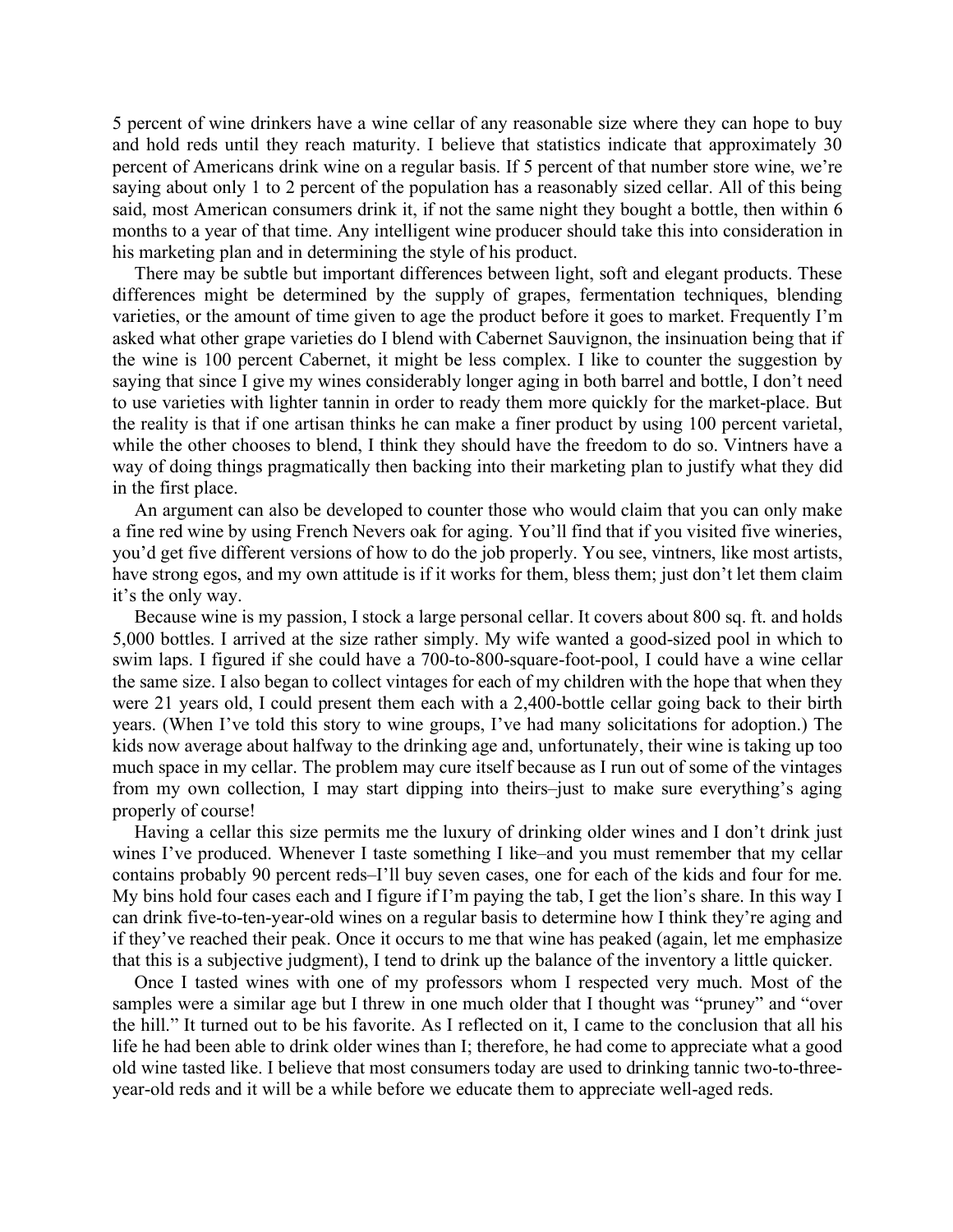5 percent of wine drinkers have a wine cellar of any reasonable size where they can hope to buy and hold reds until they reach maturity. I believe that statistics indicate that approximately 30 percent of Americans drink wine on a regular basis. If 5 percent of that number store wine, we're saying about only 1 to 2 percent of the population has a reasonably sized cellar. All of this being said, most American consumers drink it, if not the same night they bought a bottle, then within 6 months to a year of that time. Any intelligent wine producer should take this into consideration in his marketing plan and in determining the style of his product.

There may be subtle but important differences between light, soft and elegant products. These differences might be determined by the supply of grapes, fermentation techniques, blending varieties, or the amount of time given to age the product before it goes to market. Frequently I'm asked what other grape varieties do I blend with Cabernet Sauvignon, the insinuation being that if the wine is 100 percent Cabernet, it might be less complex. I like to counter the suggestion by saying that since I give my wines considerably longer aging in both barrel and bottle, I don't need to use varieties with lighter tannin in order to ready them more quickly for the market-place. But the reality is that if one artisan thinks he can make a finer product by using 100 percent varietal, while the other chooses to blend, I think they should have the freedom to do so. Vintners have a way of doing things pragmatically then backing into their marketing plan to justify what they did in the first place.

An argument can also be developed to counter those who would claim that you can only make a fine red wine by using French Nevers oak for aging. You'll find that if you visited five wineries, you'd get five different versions of how to do the job properly. You see, vintners, like most artists, have strong egos, and my own attitude is if it works for them, bless them; just don't let them claim it's the only way.

Because wine is my passion, I stock a large personal cellar. It covers about 800 sq. ft. and holds 5,000 bottles. I arrived at the size rather simply. My wife wanted a good-sized pool in which to swim laps. I figured if she could have a 700-to-800-square-foot-pool, I could have a wine cellar the same size. I also began to collect vintages for each of my children with the hope that when they were 21 years old, I could present them each with a 2,400-bottle cellar going back to their birth years. (When I've told this story to wine groups, I've had many solicitations for adoption.) The kids now average about halfway to the drinking age and, unfortunately, their wine is taking up too much space in my cellar. The problem may cure itself because as I run out of some of the vintages from my own collection, I may start dipping into theirs–just to make sure everything's aging properly of course!

Having a cellar this size permits me the luxury of drinking older wines and I don't drink just wines I've produced. Whenever I taste something I like–and you must remember that my cellar contains probably 90 percent reds–I'll buy seven cases, one for each of the kids and four for me. My bins hold four cases each and I figure if I'm paying the tab, I get the lion's share. In this way I can drink five-to-ten-year-old wines on a regular basis to determine how I think they're aging and if they've reached their peak. Once it occurs to me that wine has peaked (again, let me emphasize that this is a subjective judgment), I tend to drink up the balance of the inventory a little quicker.

Once I tasted wines with one of my professors whom I respected very much. Most of the samples were a similar age but I threw in one much older that I thought was "pruney" and "over the hill." It turned out to be his favorite. As I reflected on it, I came to the conclusion that all his life he had been able to drink older wines than I; therefore, he had come to appreciate what a good old wine tasted like. I believe that most consumers today are used to drinking tannic two-to-three-year-old reds and it will be a while before we educate them to appreciate well-aged reds.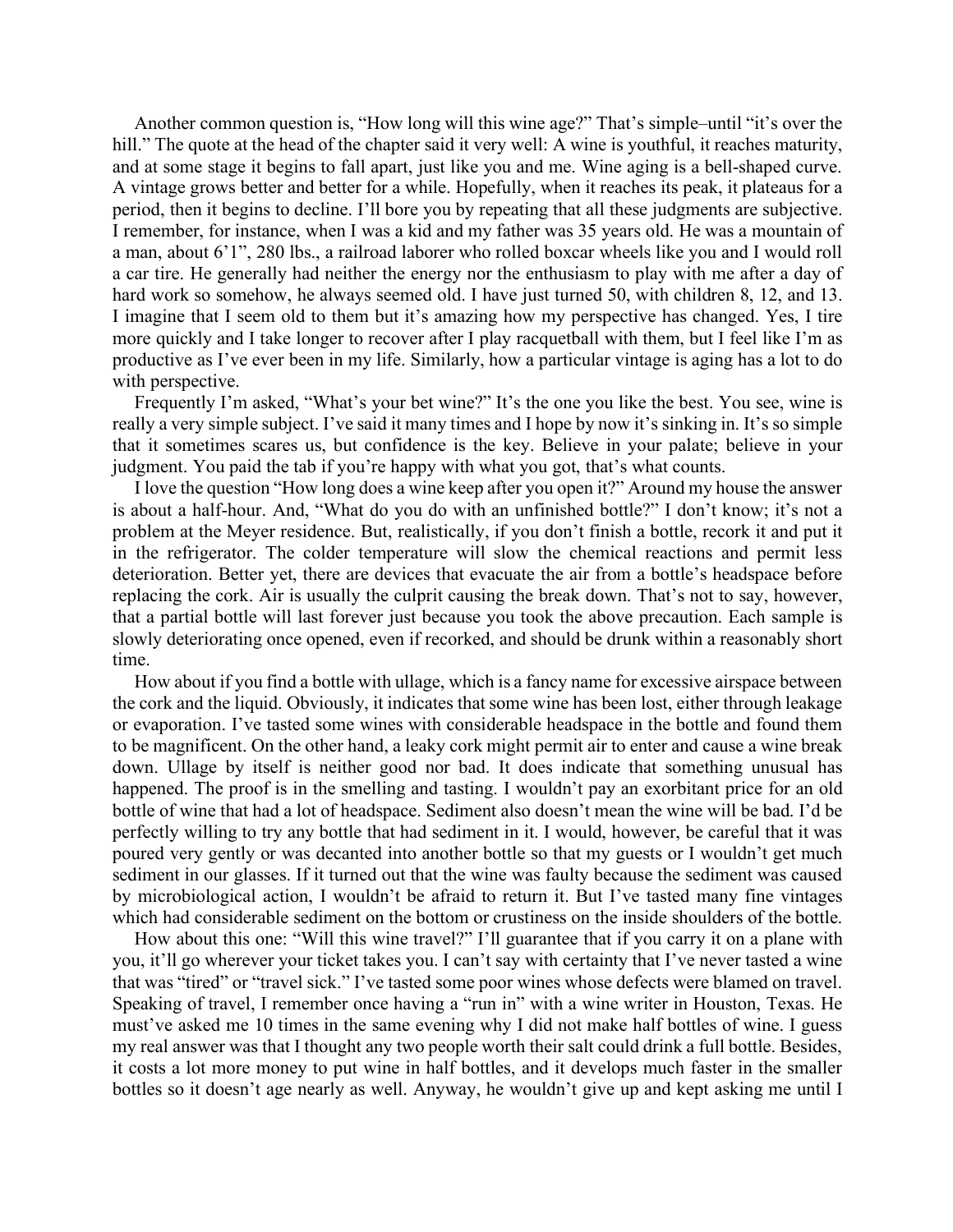Another common question is, "How long will this wine age?" That's simple–until "it's over the hill." The quote at the head of the chapter said it very well: A wine is youthful, it reaches maturity, and at some stage it begins to fall apart, just like you and me. Wine aging is a bell-shaped curve. A vintage grows better and better for a while. Hopefully, when it reaches its peak, it plateaus for a period, then it begins to decline. I'll bore you by repeating that all these judgments are subjective. I remember, for instance, when I was a kid and my father was 35 years old. He was a mountain of a man, about 6'1", 280 lbs., a railroad laborer who rolled boxcar wheels like you and I would roll a car tire. He generally had neither the energy nor the enthusiasm to play with me after a day of hard work so somehow, he always seemed old. I have just turned 50, with children 8, 12, and 13. I imagine that I seem old to them but it's amazing how my perspective has changed. Yes, I tire more quickly and I take longer to recover after I play racquetball with them, but I feel like I'm as productive as I've ever been in my life. Similarly, how a particular vintage is aging has a lot to do with perspective.

Frequently I'm asked, "What's your bet wine?" It's the one you like the best. You see, wine is really a very simple subject. I've said it many times and I hope by now it's sinking in. It's so simple that it sometimes scares us, but confidence is the key. Believe in your palate; believe in your judgment. You paid the tab if you're happy with what you got, that's what counts.

I love the question "How long does a wine keep after you open it?" Around my house the answer is about a half-hour. And, "What do you do with an unfinished bottle?" I don't know; it's not a problem at the Meyer residence. But, realistically, if you don't finish a bottle, recork it and put it in the refrigerator. The colder temperature will slow the chemical reactions and permit less deterioration. Better yet, there are devices that evacuate the air from a bottle's headspace before replacing the cork. Air is usually the culprit causing the break down. That's not to say, however, that a partial bottle will last forever just because you took the above precaution. Each sample is slowly deteriorating once opened, even if recorked, and should be drunk within a reasonably short time.

How about if you find a bottle with ullage, which is a fancy name for excessive airspace between the cork and the liquid. Obviously, it indicates that some wine has been lost, either through leakage or evaporation. I've tasted some wines with considerable headspace in the bottle and found them to be magnificent. On the other hand, a leaky cork might permit air to enter and cause a wine break down. Ullage by itself is neither good nor bad. It does indicate that something unusual has happened. The proof is in the smelling and tasting. I wouldn't pay an exorbitant price for an old bottle of wine that had a lot of headspace. Sediment also doesn't mean the wine will be bad. I'd be perfectly willing to try any bottle that had sediment in it. I would, however, be careful that it was poured very gently or was decanted into another bottle so that my guests or I wouldn't get much sediment in our glasses. If it turned out that the wine was faulty because the sediment was caused by microbiological action, I wouldn't be afraid to return it. But I've tasted many fine vintages which had considerable sediment on the bottom or crustiness on the inside shoulders of the bottle.

How about this one: "Will this wine travel?" I'll guarantee that if you carry it on a plane with you, it'll go wherever your ticket takes you. I can't say with certainty that I've never tasted a wine that was "tired" or "travel sick." I've tasted some poor wines whose defects were blamed on travel. Speaking of travel, I remember once having a "run in" with a wine writer in Houston, Texas. He must've asked me 10 times in the same evening why I did not make half bottles of wine. I guess my real answer was that I thought any two people worth their salt could drink a full bottle. Besides, it costs a lot more money to put wine in half bottles, and it develops much faster in the smaller bottles so it doesn't age nearly as well. Anyway, he wouldn't give up and kept asking me until I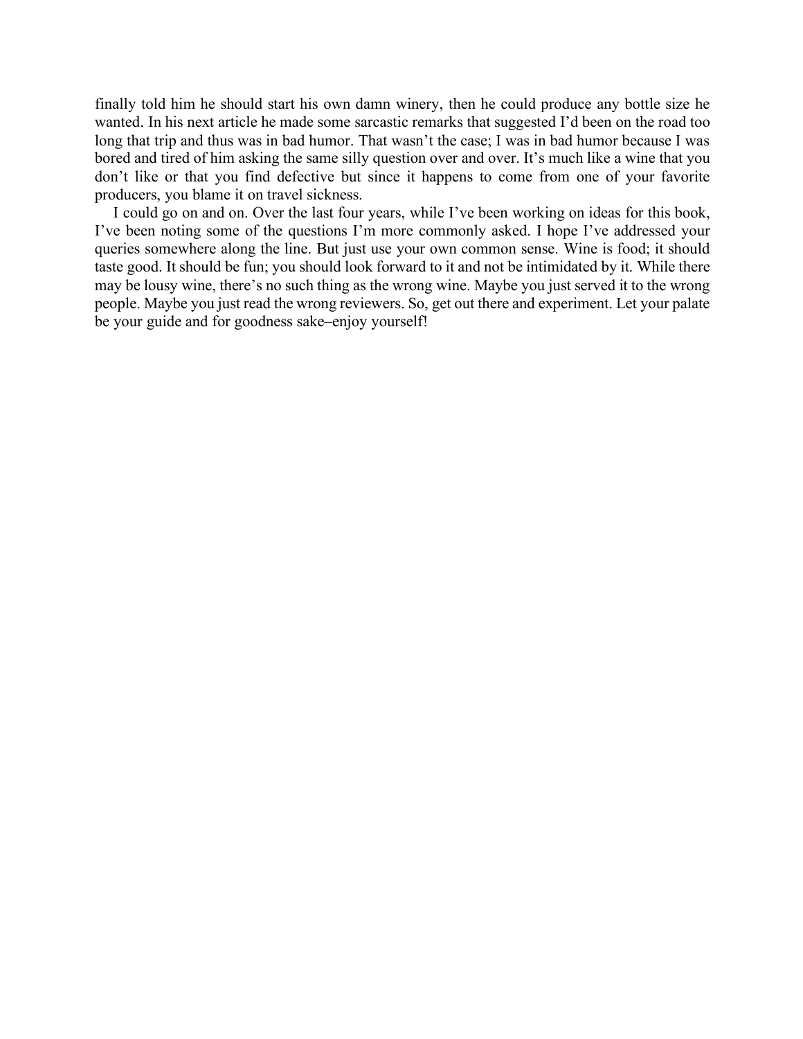finally told him he should start his own damn winery, then he could produce any bottle size he wanted. In his next article he made some sarcastic remarks that suggested I'd been on the road too long that trip and thus was in bad humor. That wasn't the case; I was in bad humor because I was bored and tired of him asking the same silly question over and over. It's much like a wine that you don't like or that you find defective but since it happens to come from one of your favorite producers, you blame it on travel sickness.

I could go on and on. Over the last four years, while I've been working on ideas for this book, I've been noting some of the questions I'm more commonly asked. I hope I've addressed your queries somewhere along the line. But just use your own common sense. Wine is food; it should taste good. It should be fun; you should look forward to it and not be intimidated by it. While there may be lousy wine, there's no such thing as the wrong wine. Maybe you just served it to the wrong people. Maybe you just read the wrong reviewers. So, get out there and experiment. Let your palate be your guide and for goodness sake–enjoy yourself!